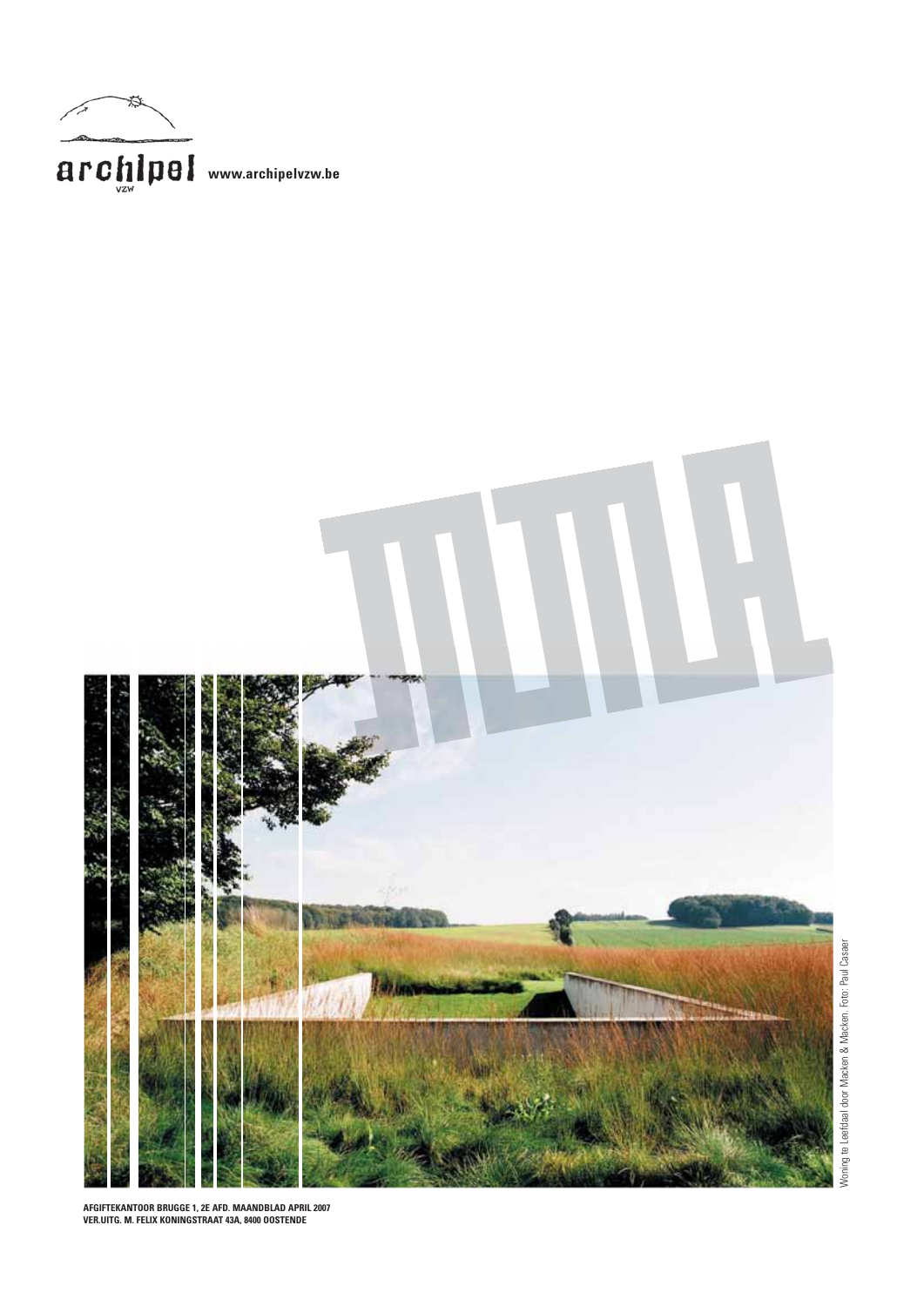archipel vzw **www.archipelvzw.be**

Woning te Leefdaal door Macken & Macken. Foto: Paul Casaer

**AFGIFTEKANTOOR BRUGGE 1, 2E AFD. MAANDBLAD APRIL 2007**
**VER.UITG. M. FELIX KONINGSTRAAT 43A, 8400 OOSTENDE**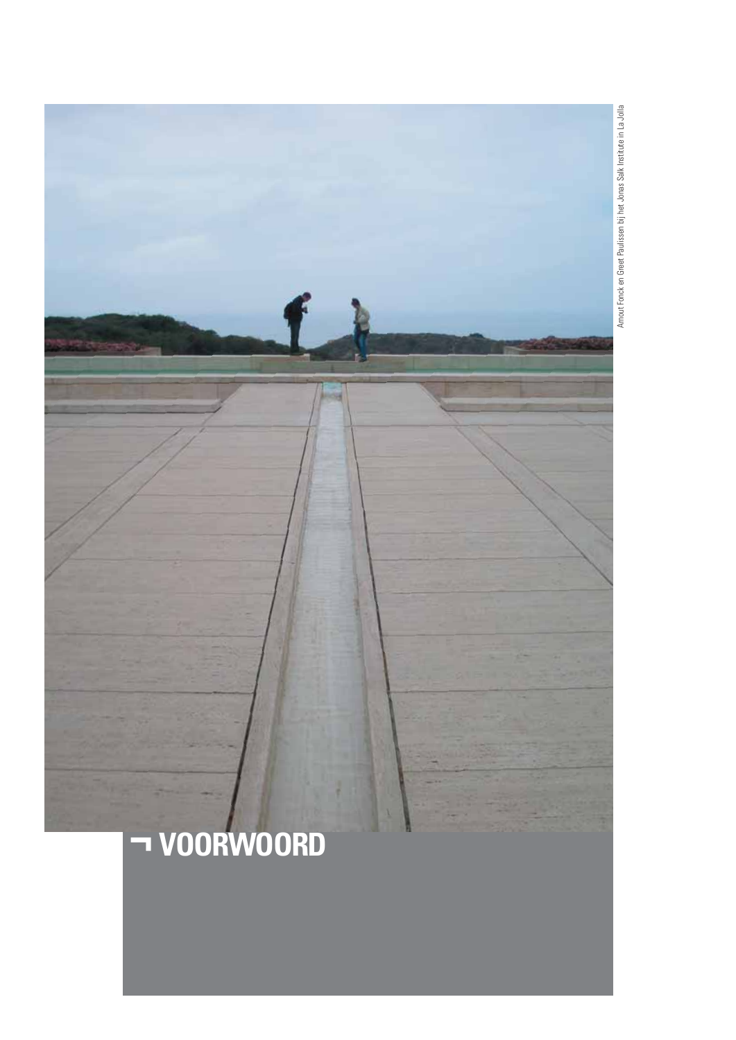Arnout Fonck en Greet Paulissen bij het Jonas Salk Institute in La Jolla

# ¬ VOORWOORD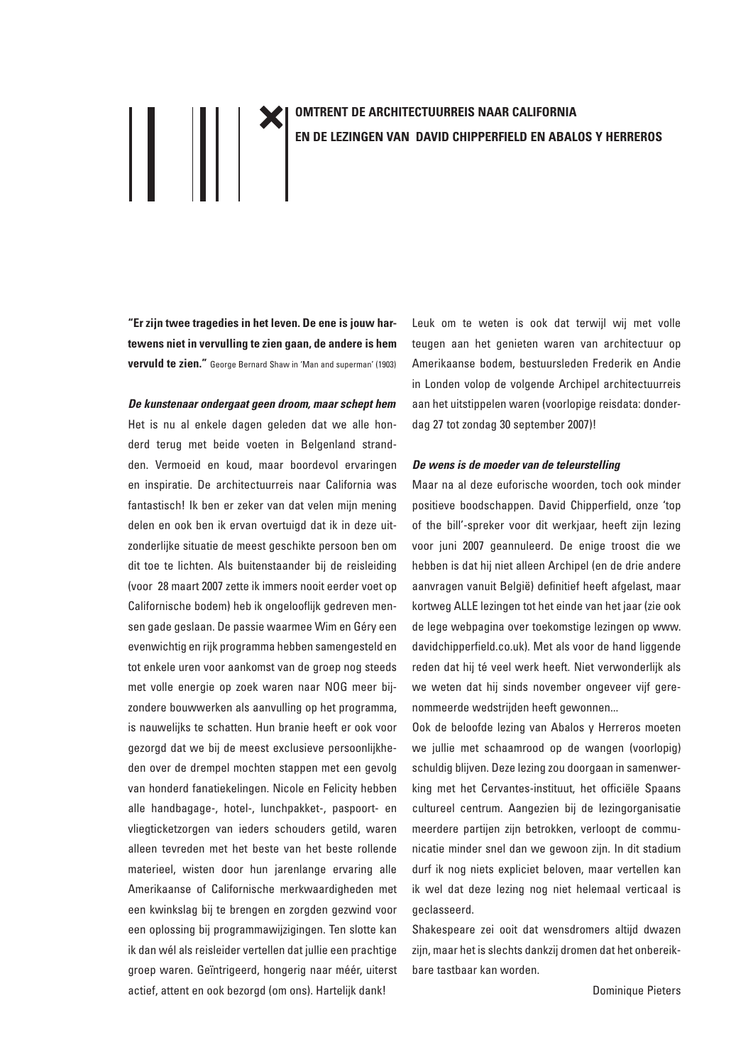# OMTRENT DE ARCHITECTUURREIS NAAR CALIFORNIA EN DE LEZINGEN VAN DAVID CHIPPERFIELD EN ABALOS Y HERREROS

**"Er zijn twee tragedies in het leven. De ene is jouw hartewens niet in vervulling te zien gaan, de andere is hem vervuld te zien."** George Bernard Shaw in 'Man and superman' (1903)

***De kunstenaar ondergaat geen droom, maar schept hem***

Het is nu al enkele dagen geleden dat we alle honderd terug met beide voeten in Belgenland strandden. Vermoeid en koud, maar boordevol ervaringen en inspiratie. De architectuurreis naar California was fantastisch! Ik ben er zeker van dat velen mijn mening delen en ook ben ik ervan overtuigd dat ik in deze uitzonderlijke situatie de meest geschikte persoon ben om dit toe te lichten. Als buitenstaander bij de reisleiding (voor 28 maart 2007 zette ik immers nooit eerder voet op Californische bodem) heb ik ongelooflijk gedreven mensen gade geslaan. De passie waarmee Wim en Géry een evenwichtig en rijk programma hebben samengesteld en tot enkele uren voor aankomst van de groep nog steeds met volle energie op zoek waren naar NOG meer bijzondere bouwwerken als aanvulling op het programma, is nauwelijks te schatten. Hun branie heeft er ook voor gezorgd dat we bij de meest exclusieve persoonlijkheden over de drempel mochten stappen met een gevolg van honderd fanatiekelingen. Nicole en Felicity hebben alle handbagage-, hotel-, lunchpakket-, paspoort- en vliegticketzorgen van ieders schouders getild, waren alleen tevreden met het beste van het beste rollende materieel, wisten door hun jarenlange ervaring alle Amerikaanse of Californische merkwaardigheden met een kwinkslag bij te brengen en zorgden gezwind voor een oplossing bij programmawijzigingen. Ten slotte kan ik dan wél als reisleider vertellen dat jullie een prachtige groep waren. Geïntrigeerd, hongerig naar méér, uiterst actief, attent en ook bezorgd (om ons). Hartelijk dank!

Leuk om te weten is ook dat terwijl wij met volle teugen aan het genieten waren van architectuur op Amerikaanse bodem, bestuursleden Frederik en Andie in Londen volop de volgende Archipel architectuurreis aan het uitstippelen waren (voorlopige reisdata: donderdag 27 tot zondag 30 september 2007)!

***De wens is de moeder van de teleurstelling***

Maar na al deze euforische woorden, toch ook minder positieve boodschappen. David Chipperfield, onze 'top of the bill'-spreker voor dit werkjaar, heeft zijn lezing voor juni 2007 geannuleerd. De enige troost die we hebben is dat hij niet alleen Archipel (en de drie andere aanvragen vanuit België) definitief heeft afgelast, maar kortweg ALLE lezingen tot het einde van het jaar (zie ook de lege webpagina over toekomstige lezingen op www.davidchipperfield.co.uk). Met als voor de hand liggende reden dat hij té veel werk heeft. Niet verwonderlijk als we weten dat hij sinds november ongeveer vijf gerenommeerde wedstrijden heeft gewonnen...

Ook de beloofde lezing van Abalos y Herreros moeten we jullie met schaamrood op de wangen (voorlopig) schuldig blijven. Deze lezing zou doorgaan in samenwerking met het Cervantes-instituut, het officiële Spaans cultureel centrum. Aangezien bij de lezingorganisatie meerdere partijen zijn betrokken, verloopt de communicatie minder snel dan we gewoon zijn. In dit stadium durf ik nog niets expliciet beloven, maar vertellen kan ik wel dat deze lezing nog niet helemaal verticaal is geclasseerd.

Shakespeare zei ooit dat wensdromers altijd dwazen zijn, maar het is slechts dankzij dromen dat het onbereikbare tastbaar kan worden.

Dominique Pieters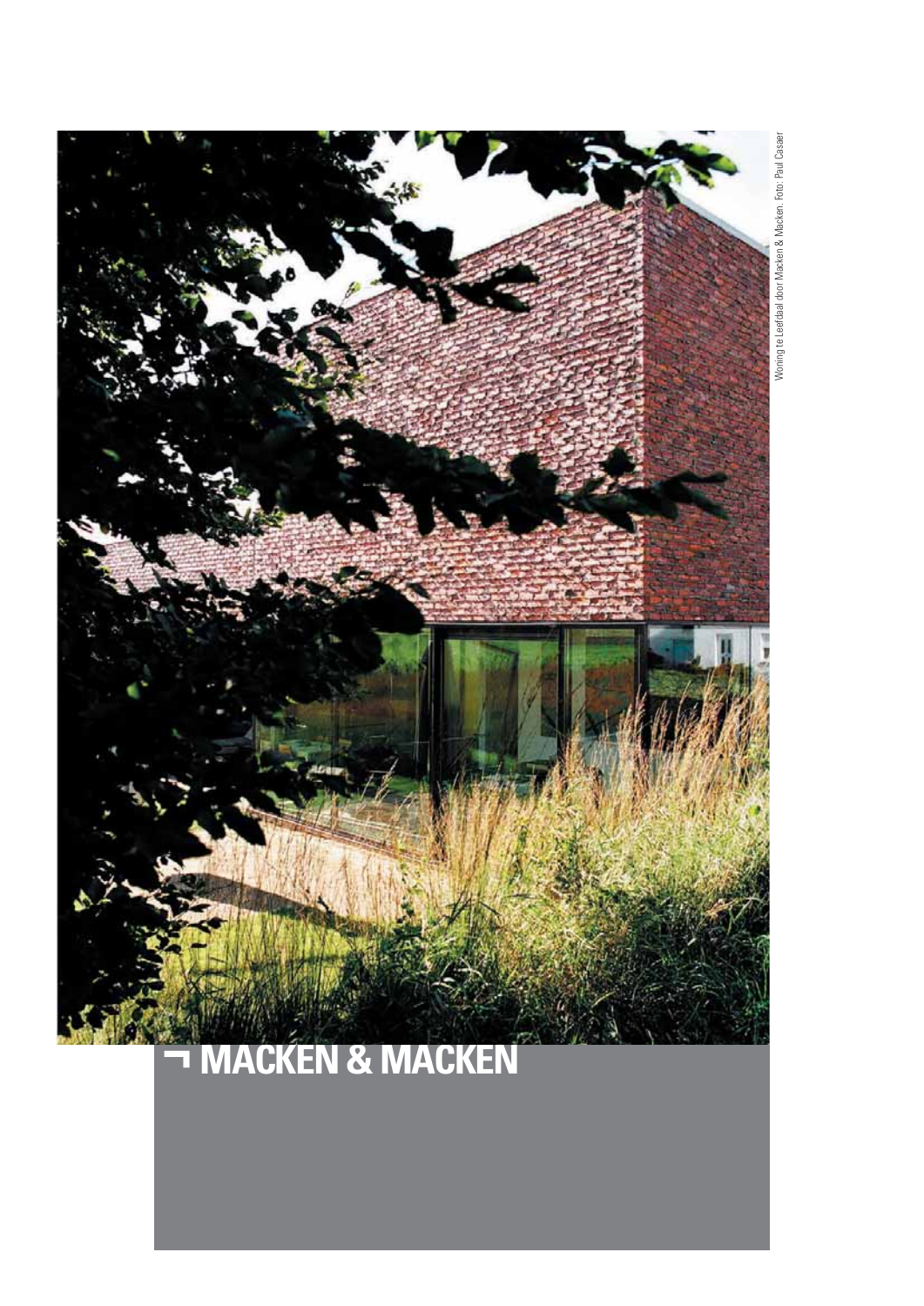Woning te Leefdaal door Macken & Macken. Foto: Paul Casaer

# ¬ MACKEN & MACKEN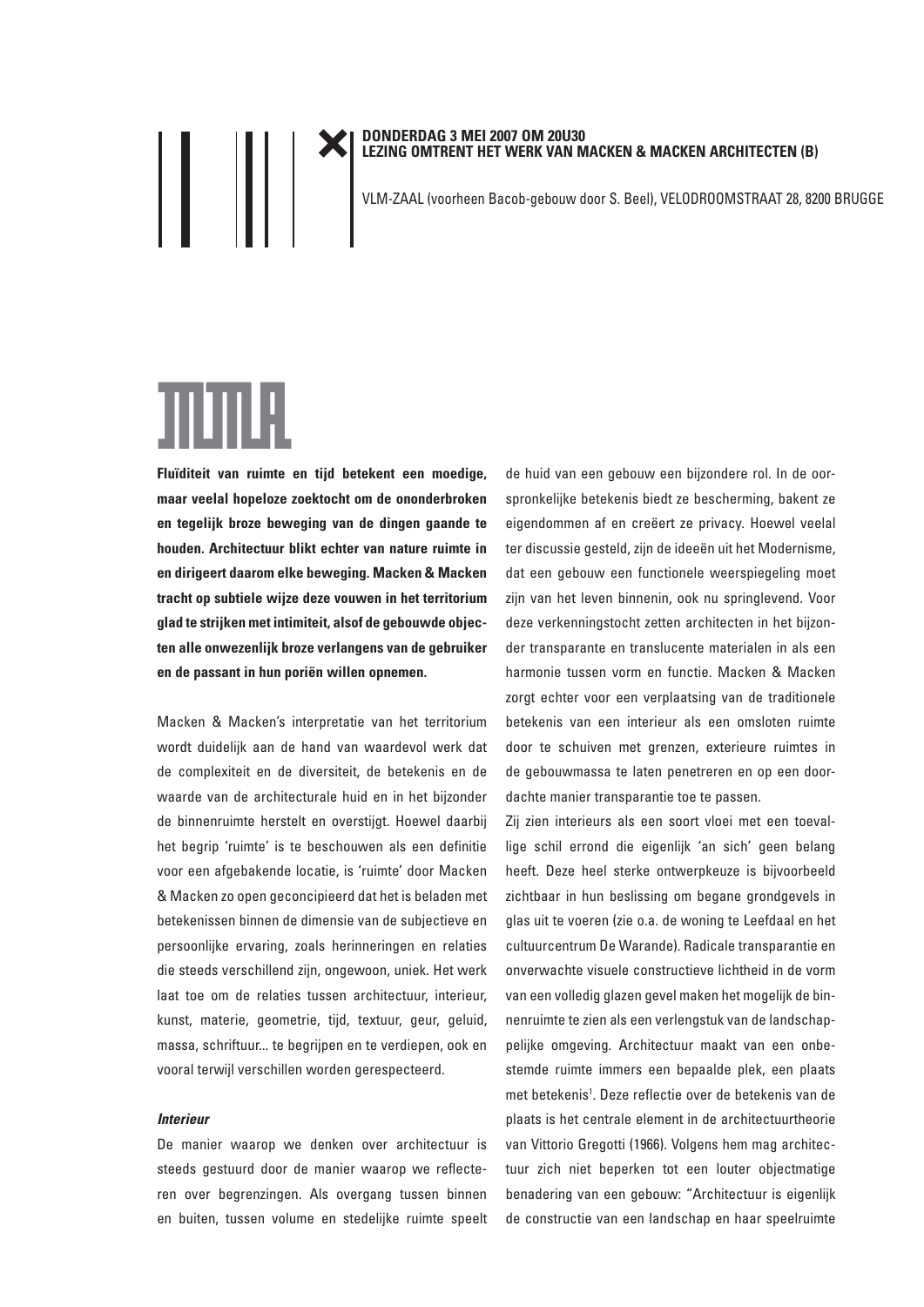**DONDERDAG 3 MEI 2007 OM 20U30**
**LEZING OMTRENT HET WERK VAN MACKEN & MACKEN ARCHITECTEN (B)**

VLM-ZAAL (voorheen Bacob-gebouw door S. Beel), VELODROOMSTRAAT 28, 8200 BRUGGE

**Fluïditeit van ruimte en tijd betekent een moedige, maar veelal hopeloze zoektocht om de ononderbroken en tegelijk broze beweging van de dingen gaande te houden. Architectuur blikt echter van nature ruimte in en dirigeert daarom elke beweging. Macken & Macken tracht op subtiele wijze deze vouwen in het territorium glad te strijken met intimiteit, alsof de gebouwde objecten alle onwezenlijk broze verlangens van de gebruiker en de passant in hun poriën willen opnemen.**

Macken & Macken's interpretatie van het territorium wordt duidelijk aan de hand van waardevol werk dat de complexiteit en de diversiteit, de betekenis en de waarde van de architecturale huid en in het bijzonder de binnenruimte herstelt en overstijgt. Hoewel daarbij het begrip 'ruimte' is te beschouwen als een definitie voor een afgebakende locatie, is 'ruimte' door Macken & Macken zo open geconcipieerd dat het is beladen met betekenissen binnen de dimensie van de subjectieve en persoonlijke ervaring, zoals herinneringen en relaties die steeds verschillend zijn, ongewoon, uniek. Het werk laat toe om de relaties tussen architectuur, interieur, kunst, materie, geometrie, tijd, textuur, geur, geluid, massa, schriftuur... te begrijpen en te verdiepen, ook en vooral terwijl verschillen worden gerespecteerd.

***Interieur***

De manier waarop we denken over architectuur is steeds gestuurd door de manier waarop we reflecteren over begrenzingen. Als overgang tussen binnen en buiten, tussen volume en stedelijke ruimte speelt de huid van een gebouw een bijzondere rol. In de oorspronkelijke betekenis biedt ze bescherming, bakent ze eigendommen af en creëert ze privacy. Hoewel veelal ter discussie gesteld, zijn de ideeën uit het Modernisme, dat een gebouw een functionele weerspiegeling moet zijn van het leven binnenin, ook nu springlevend. Voor deze verkenningstocht zetten architecten in het bijzonder transparante en translucente materialen in als een harmonie tussen vorm en functie. Macken & Macken zorgt echter voor een verplaatsing van de traditionele betekenis van een interieur als een omsloten ruimte door te schuiven met grenzen, exterieure ruimtes in de gebouwmassa te laten penetreren en op een doordachte manier transparantie toe te passen.

Zij zien interieurs als een soort vloei met een toevallige schil errond die eigenlijk 'an sich' geen belang heeft. Deze heel sterke ontwerpkeuze is bijvoorbeeld zichtbaar in hun beslissing om begane grondgevels in glas uit te voeren (zie o.a. de woning te Leefdaal en het cultuurcentrum De Warande). Radicale transparantie en onverwachte visuele constructieve lichtheid in de vorm van een volledig glazen gevel maken het mogelijk de binnenruimte te zien als een verlengstuk van de landschappelijke omgeving. Architectuur maakt van een onbestemde ruimte immers een bepaalde plek, een plaats met betekenis[1]. Deze reflectie over de betekenis van de plaats is het centrale element in de architectuurtheorie van Vittorio Gregotti (1966). Volgens hem mag architectuur zich niet beperken tot een louter objectmatige benadering van een gebouw: "Architectuur is eigenlijk de constructie van een landschap en haar speelruimte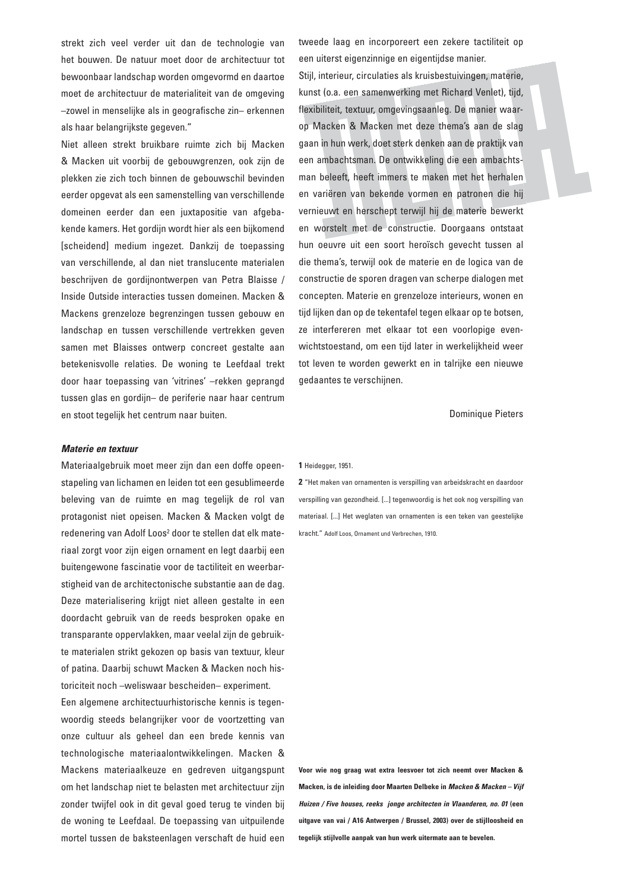strekt zich veel verder uit dan de technologie van het bouwen. De natuur moet door de architectuur tot bewoonbaar landschap worden omgevormd en daartoe moet de architectuur de materialiteit van de omgeving –zowel in menselijke als in geografische zin– erkennen als haar belangrijkste gegeven."

Niet alleen strekt bruikbare ruimte zich bij Macken & Macken uit voorbij de gebouwgrenzen, ook zijn de plekken zie zich toch binnen de gebouwschil bevinden eerder opgevat als een samenstelling van verschillende domeinen eerder dan een juxtapositie van afgebakende kamers. Het gordijn wordt hier als een bijkomend [scheidend] medium ingezet. Dankzij de toepassing van verschillende, al dan niet translucente materialen beschrijven de gordijnontwerpen van Petra Blaisse / Inside Outside interacties tussen domeinen. Macken & Mackens grenzeloze begrenzingen tussen gebouw en landschap en tussen verschillende vertrekken geven samen met Blaisses ontwerp concreet gestalte aan betekenisvolle relaties. De woning te Leefdaal trekt door haar toepassing van 'vitrines' –rekken geprangd tussen glas en gordijn– de periferie naar haar centrum en stoot tegelijk het centrum naar buiten.

### *Materie en textuur*

Materiaalgebruik moet meer zijn dan een doffe opeenstapeling van lichamen en leiden tot een gesublimeerde beleving van de ruimte en mag tegelijk de rol van protagonist niet opeisen. Macken & Macken volgt de redenering van Adolf Loos[2] door te stellen dat elk materiaal zorgt voor zijn eigen ornament en legt daarbij een buitengewone fascinatie voor de tactiliteit en weerbarstigheid van de architectonische substantie aan de dag. Deze materialisering krijgt niet alleen gestalte in een doordacht gebruik van de reeds besproken opake en transparante oppervlakken, maar veelal zijn de gebruikte materialen strikt gekozen op basis van textuur, kleur of patina. Daarbij schuwt Macken & Macken noch historiciteit noch –weliswaar bescheiden– experiment.

Een algemene architectuurhistorische kennis is tegenwoordig steeds belangrijker voor de voortzetting van onze cultuur als geheel dan een brede kennis van technologische materiaalontwikkelingen. Macken & Mackens materiaalkeuze en gedreven uitgangspunt om het landschap niet te belasten met architectuur zijn zonder twijfel ook in dit geval goed terug te vinden bij de woning te Leefdaal. De toepassing van uitpuilende mortel tussen de baksteenlagen verschaft de huid een tweede laag en incorporeert een zekere tactiliteit op een uiterst eigenzinnige en eigentijdse manier.

Stijl, interieur, circulaties als kruisbestuivingen, materie, kunst (o.a. een samenwerking met Richard Venlet), tijd, flexibiliteit, textuur, omgevingsaanleg. De manier waarop Macken & Macken met deze thema's aan de slag gaan in hun werk, doet sterk denken aan de praktijk van een ambachtsman. De ontwikkeling die een ambachtsman beleeft, heeft immers te maken met het herhalen en variëren van bekende vormen en patronen die hij vernieuwt en herschept terwijl hij de materie bewerkt en worstelt met de constructie. Doorgaans ontstaat hun oeuvre uit een soort heroïsch gevecht tussen al die thema's, terwijl ook de materie en de logica van de constructie de sporen dragen van scherpe dialogen met concepten. Materie en grenzeloze interieurs, wonen en tijd lijken dan op de tekentafel tegen elkaar op te botsen, ze interfereren met elkaar tot een voorlopige evenwichtstoestand, om een tijd later in werkelijkheid weer tot leven te worden gewerkt en in talrijke een nieuwe gedaantes te verschijnen.

Dominique Pieters

**1** Heidegger, 1951.

**2** "Het maken van ornamenten is verspilling van arbeidskracht en daardoor verspilling van gezondheid. [...] tegenwoordig is het ook nog verspilling van materiaal. [...] Het weglaten van ornamenten is een teken van geestelijke kracht." Adolf Loos, Ornament und Verbrechen, 1910.

**Voor wie nog graag wat extra leesvoer tot zich neemt over Macken & Macken, is de inleiding door Maarten Delbeke in *Macken & Macken – Vijf Huizen / Five houses, reeks jonge architecten in Vlaanderen, no. 01* (een uitgave van vai / A16 Antwerpen / Brussel, 2003) over de stijlloosheid en tegelijk stijlvolle aanpak van hun werk uitermate aan te bevelen.**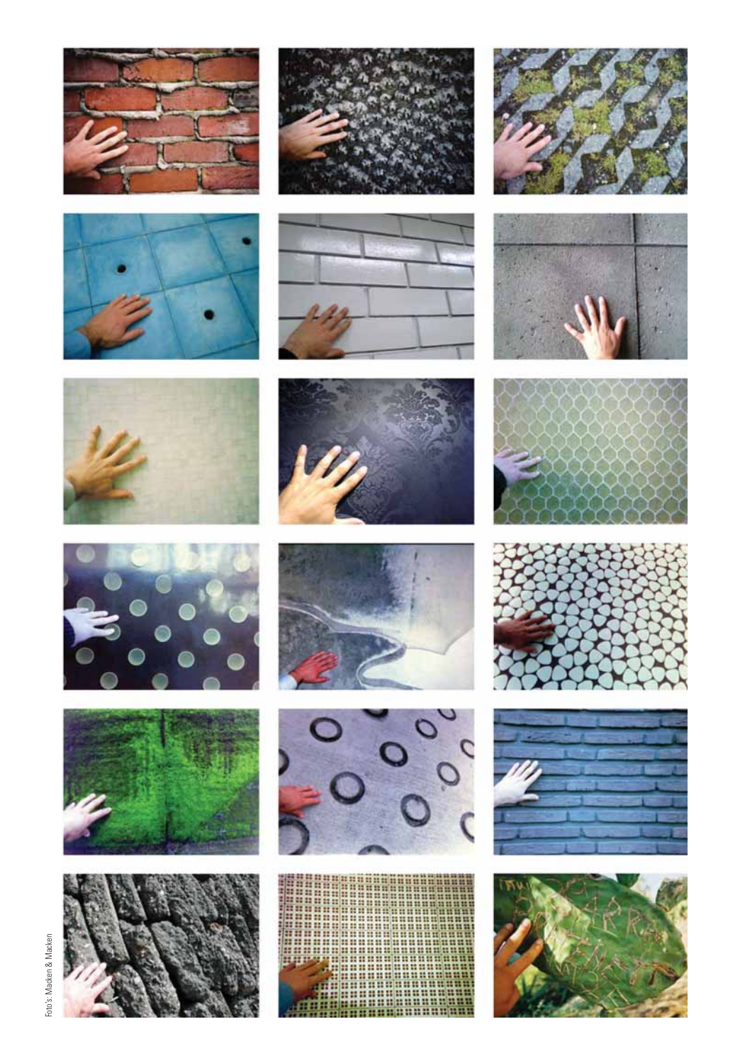Foto's: Macken & Macken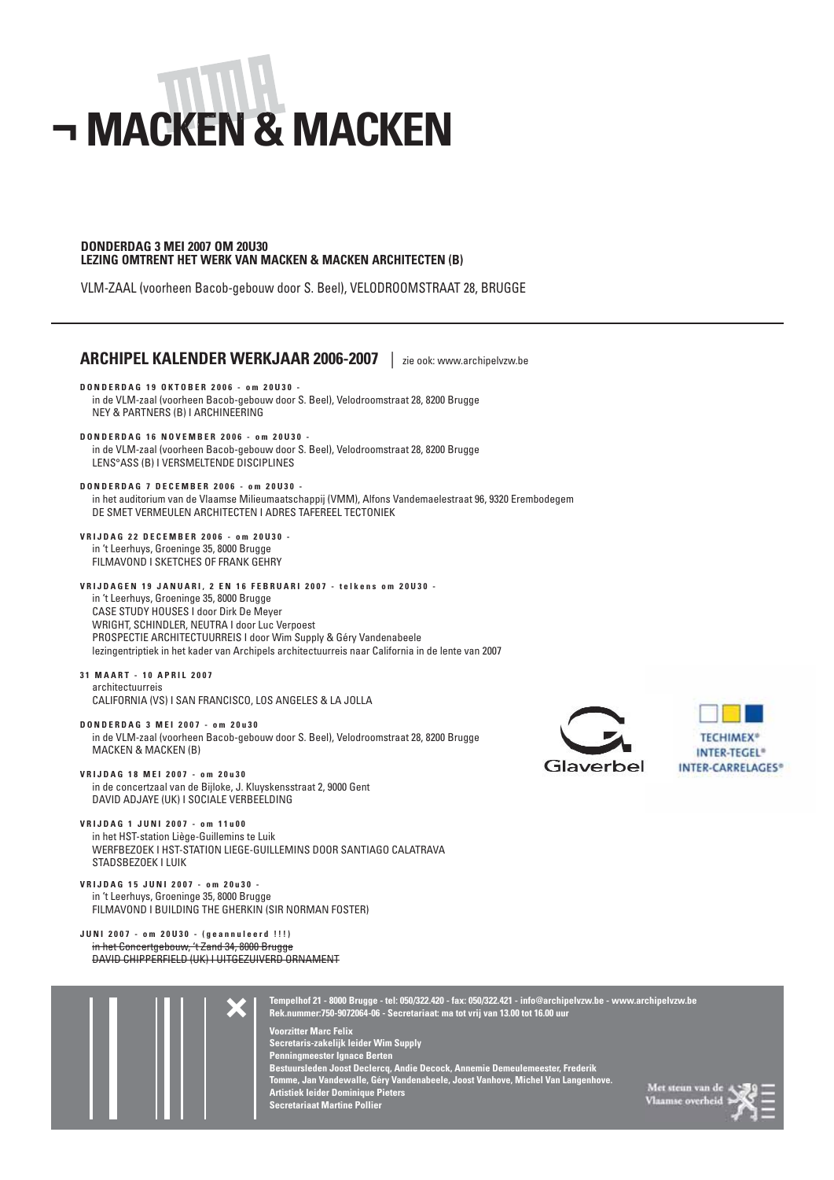# ¬ MACKEN & MACKEN

**DONDERDAG 3 MEI 2007 OM 20U30**
**LEZING OMTRENT HET WERK VAN MACKEN & MACKEN ARCHITECTEN (B)**

VLM-ZAAL (voorheen Bacob-gebouw door S. Beel), VELODROOMSTRAAT 28, BRUGGE

---

## ARCHIPEL KALENDER WERKJAAR 2006-2007 | zie ook: www.archipelvzw.be

**DONDERDAG 19 OKTOBER 2006 - om 20U30 -**
in de VLM-zaal (voorheen Bacob-gebouw door S. Beel), Velodroomstraat 28, 8200 Brugge
NEY & PARTNERS (B) I ARCHINEERING

**DONDERDAG 16 NOVEMBER 2006 - om 20U30 -**
in de VLM-zaal (voorheen Bacob-gebouw door S. Beel), Velodroomstraat 28, 8200 Brugge
LENS°ASS (B) I VERSMELTENDE DISCIPLINES

**DONDERDAG 7 DECEMBER 2006 - om 20U30 -**
in het auditorium van de Vlaamse Milieumaatschappij (VMM), Alfons Vandemaelestraat 96, 9320 Erembodegem
DE SMET VERMEULEN ARCHITECTEN I ADRES TAFEREEL TECTONIEK

**VRIJDAG 22 DECEMBER 2006 - om 20U30 -**
in 't Leerhuys, Groeninge 35, 8000 Brugge
FILMAVOND I SKETCHES OF FRANK GEHRY

**VRIJDAGEN 19 JANUARI, 2 EN 16 FEBRUARI 2007 - telkens om 20U30 -**
in 't Leerhuys, Groeninge 35, 8000 Brugge
CASE STUDY HOUSES I door Dirk De Meyer
WRIGHT, SCHINDLER, NEUTRA I door Luc Verpoest
PROSPECTIE ARCHITECTUURREIS I door Wim Supply & Géry Vandenabeele
lezingentriptiek in het kader van Archipels architectuurreis naar California in de lente van 2007

**31 MAART - 10 APRIL 2007**
architectuurreis
CALIFORNIA (VS) I SAN FRANCISCO, LOS ANGELES & LA JOLLA

**DONDERDAG 3 MEI 2007 - om 20u30**
in de VLM-zaal (voorheen Bacob-gebouw door S. Beel), Velodroomstraat 28, 8200 Brugge
MACKEN & MACKEN (B)

**VRIJDAG 18 MEI 2007 - om 20u30**
in de concertzaal van de Bijloke, J. Kluyskensstraat 2, 9000 Gent
DAVID ADJAYE (UK) I SOCIALE VERBEELDING

**VRIJDAG 1 JUNI 2007 - om 11u00**
in het HST-station Liège-Guillemins te Luik
WERFBEZOEK I HST-STATION LIEGE-GUILLEMINS DOOR SANTIAGO CALATRAVA
STADSBEZOEK I LUIK

**VRIJDAG 15 JUNI 2007 - om 20u30 -**
in 't Leerhuys, Groeninge 35, 8000 Brugge
FILMAVOND I BUILDING THE GHERKIN (SIR NORMAN FOSTER)

**JUNI 2007 - om 20U30 - (geannuleerd !!!)**
~~in het Concertgebouw, 't Zand 34, 8000 Brugge~~
~~DAVID CHIPPERFIELD (UK) I UITGEZUIVERD ORNAMENT~~

Glaverbel

TECHIMEX®
INTER-TEGEL®
INTER-CARRELAGES®

**Tempelhof 21 - 8000 Brugge - tel: 050/322.420 - fax: 050/322.421 - info@archipelvzw.be - www.archipelvzw.be**
**Rek.nummer:750-9072064-06 - Secretariaat: ma tot vrij van 13.00 tot 16.00 uur**

**Voorzitter Marc Felix**
**Secretaris-zakelijk leider Wim Supply**
**Penningmeester Ignace Berten**
**Bestuursleden Joost Declercq, Andie Decock, Annemie Demeulemeester, Frederik Tomme, Jan Vandewalle, Géry Vandenabeele, Joost Vanhove, Michel Van Langenhove.**
**Artistiek leider Dominique Pieters**
**Secretariaat Martine Pollier**

Met steun van de Vlaamse overheid